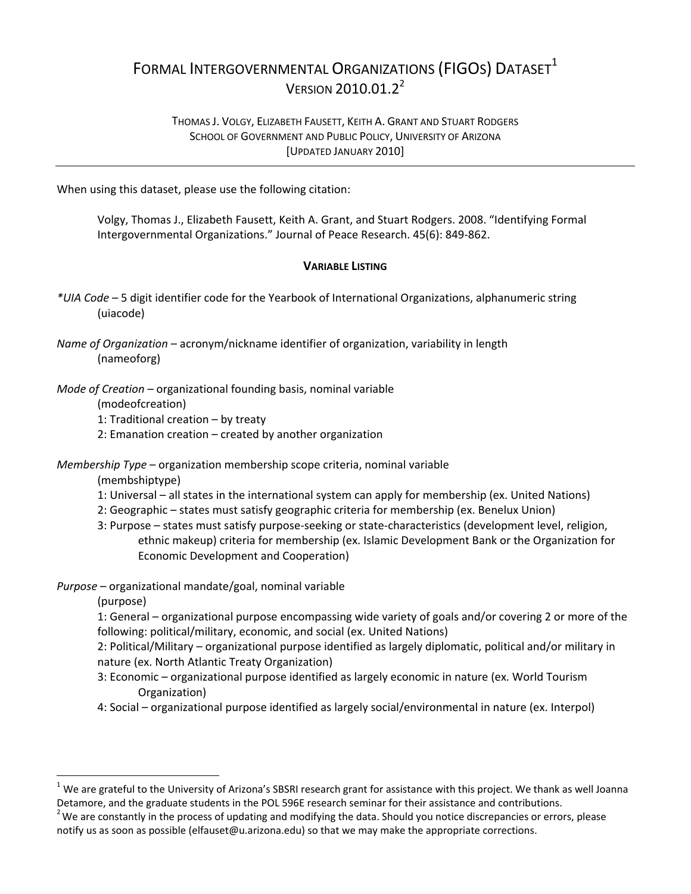# FORMAL INTERGOVERNMENTAL ORGANIZATIONS (FIGOS) DATASET[1]
## VERSION 2010.01.2[2]

THOMAS J. VOLGY, ELIZABETH FAUSETT, KEITH A. GRANT AND STUART RODGERS
SCHOOL OF GOVERNMENT AND PUBLIC POLICY, UNIVERSITY OF ARIZONA
[UPDATED JANUARY 2010]

---

When using this dataset, please use the following citation:

> Volgy, Thomas J., Elizabeth Fausett, Keith A. Grant, and Stuart Rodgers. 2008. "Identifying Formal Intergovernmental Organizations." Journal of Peace Research. 45(6): 849-862.

### VARIABLE LISTING

*\*UIA Code* – 5 digit identifier code for the Yearbook of International Organizations, alphanumeric string
(uiacode)

*Name of Organization* – acronym/nickname identifier of organization, variability in length
(nameoforg)

*Mode of Creation* – organizational founding basis, nominal variable
(modeofcreation)
1: Traditional creation – by treaty
2: Emanation creation – created by another organization

*Membership Type* – organization membership scope criteria, nominal variable
(membshiptype)
1: Universal – all states in the international system can apply for membership (ex. United Nations)
2: Geographic – states must satisfy geographic criteria for membership (ex. Benelux Union)
3: Purpose – states must satisfy purpose-seeking or state-characteristics (development level, religion, ethnic makeup) criteria for membership (ex. Islamic Development Bank or the Organization for Economic Development and Cooperation)

*Purpose* – organizational mandate/goal, nominal variable
(purpose)
1: General – organizational purpose encompassing wide variety of goals and/or covering 2 or more of the following: political/military, economic, and social (ex. United Nations)
2: Political/Military – organizational purpose identified as largely diplomatic, political and/or military in nature (ex. North Atlantic Treaty Organization)
3: Economic – organizational purpose identified as largely economic in nature (ex. World Tourism Organization)
4: Social – organizational purpose identified as largely social/environmental in nature (ex. Interpol)

---

[1] We are grateful to the University of Arizona's SBSRI research grant for assistance with this project. We thank as well Joanna Detamore, and the graduate students in the POL 596E research seminar for their assistance and contributions.

[2] We are constantly in the process of updating and modifying the data. Should you notice discrepancies or errors, please notify us as soon as possible (elfauset@u.arizona.edu) so that we may make the appropriate corrections.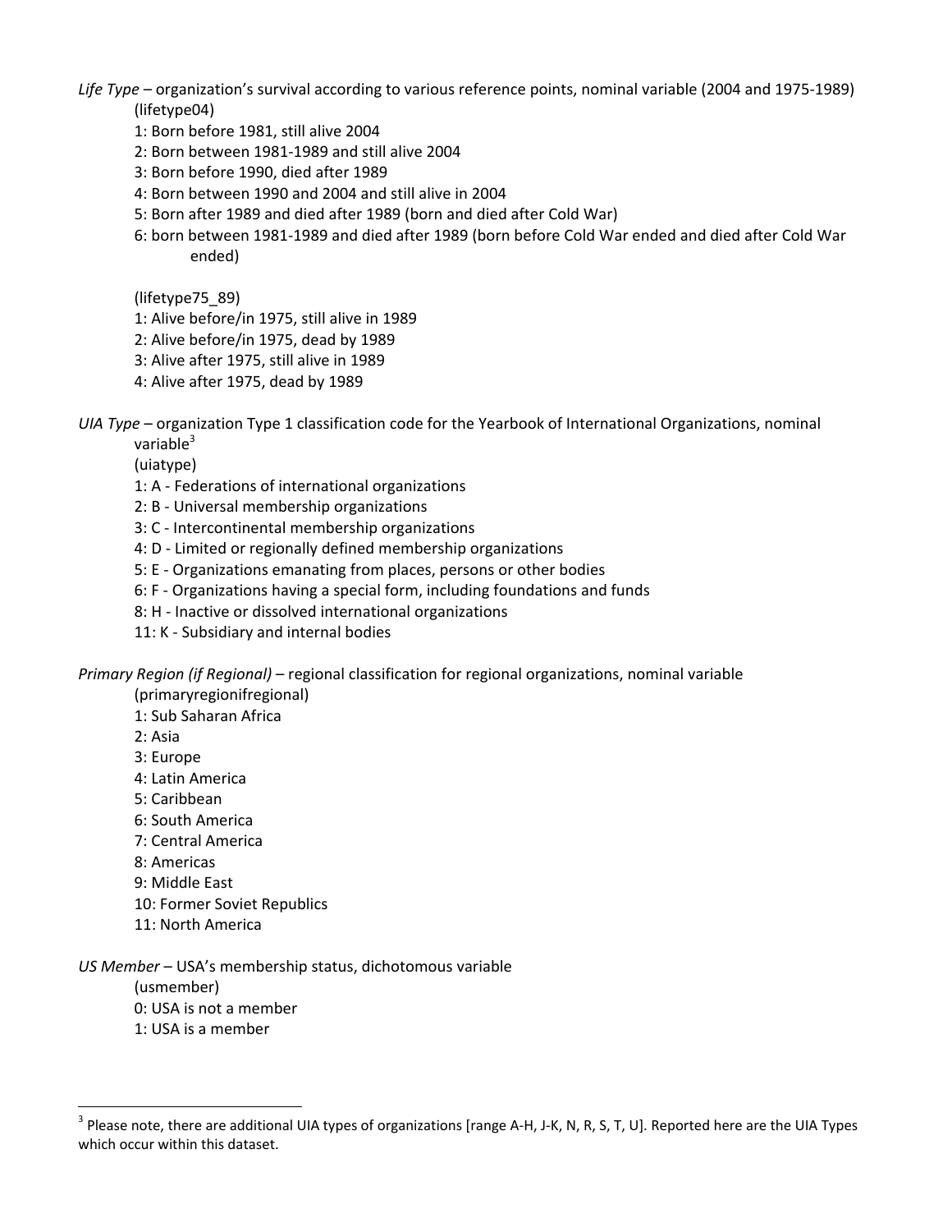*Life Type* – organization's survival according to various reference points, nominal variable (2004 and 1975-1989)

(lifetype04)

1: Born before 1981, still alive 2004
2: Born between 1981-1989 and still alive 2004
3: Born before 1990, died after 1989
4: Born between 1990 and 2004 and still alive in 2004
5: Born after 1989 and died after 1989 (born and died after Cold War)
6: born between 1981-1989 and died after 1989 (born before Cold War ended and died after Cold War ended)

(lifetype75_89)

1: Alive before/in 1975, still alive in 1989
2: Alive before/in 1975, dead by 1989
3: Alive after 1975, still alive in 1989
4: Alive after 1975, dead by 1989

*UIA Type* – organization Type 1 classification code for the Yearbook of International Organizations, nominal variable[3]

(uiatype)

1: A - Federations of international organizations
2: B - Universal membership organizations
3: C - Intercontinental membership organizations
4: D - Limited or regionally defined membership organizations
5: E - Organizations emanating from places, persons or other bodies
6: F - Organizations having a special form, including foundations and funds
8: H - Inactive or dissolved international organizations
11: K - Subsidiary and internal bodies

*Primary Region (if Regional)* – regional classification for regional organizations, nominal variable

(primaryregionifregional)

1: Sub Saharan Africa
2: Asia
3: Europe
4: Latin America
5: Caribbean
6: South America
7: Central America
8: Americas
9: Middle East
10: Former Soviet Republics
11: North America

*US Member* – USA's membership status, dichotomous variable

(usmember)

0: USA is not a member
1: USA is a member

[3] Please note, there are additional UIA types of organizations [range A-H, J-K, N, R, S, T, U]. Reported here are the UIA Types which occur within this dataset.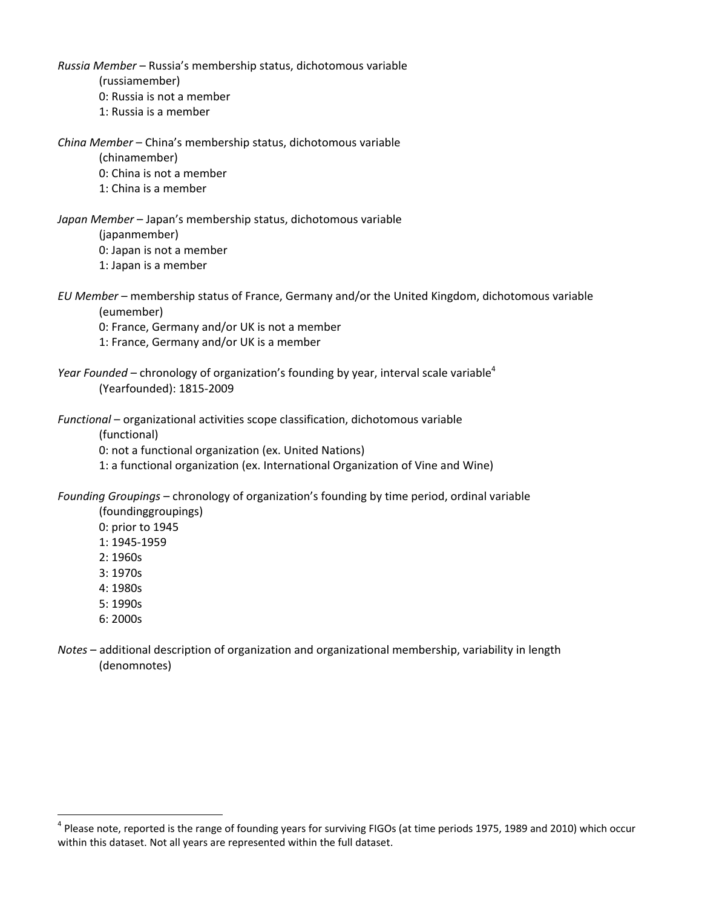*Russia Member* – Russia's membership status, dichotomous variable
(russiamember)
0: Russia is not a member
1: Russia is a member

*China Member* – China's membership status, dichotomous variable
(chinamember)
0: China is not a member
1: China is a member

*Japan Member* – Japan's membership status, dichotomous variable
(japanmember)
0: Japan is not a member
1: Japan is a member

*EU Member* – membership status of France, Germany and/or the United Kingdom, dichotomous variable
(eumember)
0: France, Germany and/or UK is not a member
1: France, Germany and/or UK is a member

*Year Founded* – chronology of organization's founding by year, interval scale variable[4]
(Yearfounded): 1815-2009

*Functional* – organizational activities scope classification, dichotomous variable
(functional)
0: not a functional organization (ex. United Nations)
1: a functional organization (ex. International Organization of Vine and Wine)

*Founding Groupings* – chronology of organization's founding by time period, ordinal variable
(foundinggroupings)
0: prior to 1945
1: 1945-1959
2: 1960s
3: 1970s
4: 1980s
5: 1990s
6: 2000s

*Notes* – additional description of organization and organizational membership, variability in length
(denomnotes)

[4] Please note, reported is the range of founding years for surviving FIGOs (at time periods 1975, 1989 and 2010) which occur within this dataset. Not all years are represented within the full dataset.